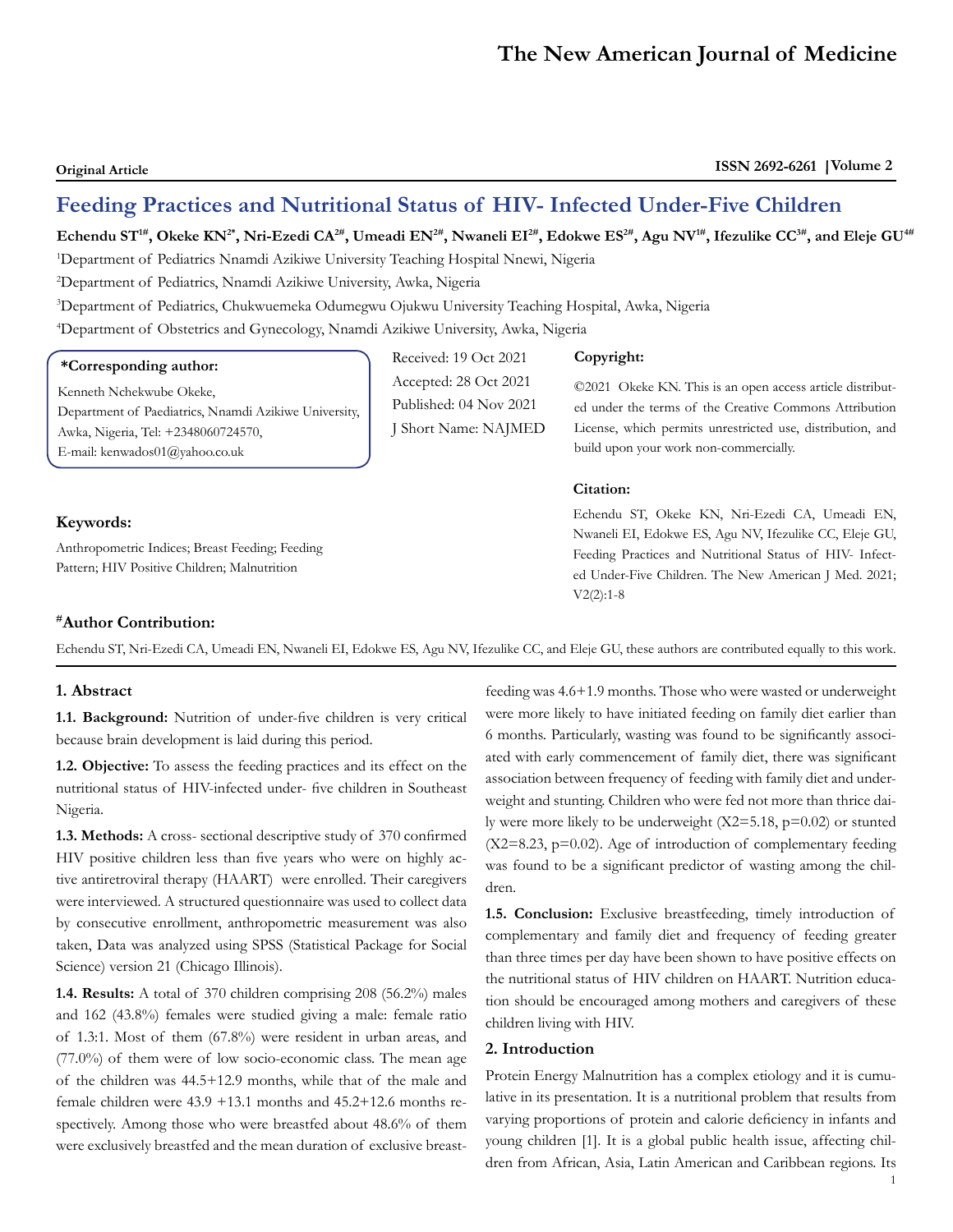Original Article

# Feeding Practices and Nutritional Status of HIV- Infected Under-Five Children

**Echendu ST[1#], Okeke KN[2*], Nri-Ezedi CA[2#], Umeadi EN[2#], Nwaneli EI[2#], Edokwe ES[2#], Agu NV[1#], Ifezulike CC[3#], and Eleje GU[4#]**

[1]Department of Pediatrics Nnamdi Azikiwe University Teaching Hospital Nnewi, Nigeria

[2]Department of Pediatrics, Nnamdi Azikiwe University, Awka, Nigeria

[3]Department of Pediatrics, Chukwuemeka Odumegwu Ojukwu University Teaching Hospital, Awka, Nigeria

[4]Department of Obstetrics and Gynecology, Nnamdi Azikiwe University, Awka, Nigeria

**\*Corresponding author:**

Kenneth Nchekwube Okeke,
Department of Paediatrics, Nnamdi Azikiwe University,
Awka, Nigeria, Tel: +2348060724570,
E-mail: kenwados01@yahoo.co.uk

Received: 19 Oct 2021
Accepted: 28 Oct 2021
Published: 04 Nov 2021
J Short Name: NAJMED

**Copyright:**

©2021 Okeke KN. This is an open access article distributed under the terms of the Creative Commons Attribution License, which permits unrestricted use, distribution, and build upon your work non-commercially.

**Citation:**

Echendu ST, Okeke KN, Nri-Ezedi CA, Umeadi EN, Nwaneli EI, Edokwe ES, Agu NV, Ifezulike CC, Eleje GU, Feeding Practices and Nutritional Status of HIV- Infected Under-Five Children. The New American J Med. 2021; V2(2):1-8

**Keywords:**

Anthropometric Indices; Breast Feeding; Feeding Pattern; HIV Positive Children; Malnutrition

**#Author Contribution:**

Echendu ST, Nri-Ezedi CA, Umeadi EN, Nwaneli EI, Edokwe ES, Agu NV, Ifezulike CC, and Eleje GU, these authors are contributed equally to this work.

## 1. Abstract

**1.1. Background:** Nutrition of under-five children is very critical because brain development is laid during this period.

**1.2. Objective:** To assess the feeding practices and its effect on the nutritional status of HIV-infected under- five children in Southeast Nigeria.

**1.3. Methods:** A cross- sectional descriptive study of 370 confirmed HIV positive children less than five years who were on highly active antiretroviral therapy (HAART) were enrolled. Their caregivers were interviewed. A structured questionnaire was used to collect data by consecutive enrollment, anthropometric measurement was also taken, Data was analyzed using SPSS (Statistical Package for Social Science) version 21 (Chicago Illinois).

**1.4. Results:** A total of 370 children comprising 208 (56.2%) males and 162 (43.8%) females were studied giving a male: female ratio of 1.3:1. Most of them (67.8%) were resident in urban areas, and (77.0%) of them were of low socio-economic class. The mean age of the children was 44.5+12.9 months, while that of the male and female children were 43.9 +13.1 months and 45.2+12.6 months respectively. Among those who were breastfed about 48.6% of them were exclusively breastfed and the mean duration of exclusive breastfeeding was 4.6+1.9 months. Those who were wasted or underweight were more likely to have initiated feeding on family diet earlier than 6 months. Particularly, wasting was found to be significantly associated with early commencement of family diet, there was significant association between frequency of feeding with family diet and underweight and stunting. Children who were fed not more than thrice daily were more likely to be underweight ($X2=5.18$, $p=0.02$) or stunted ($X2=8.23$, $p=0.02$). Age of introduction of complementary feeding was found to be a significant predictor of wasting among the children.

**1.5. Conclusion:** Exclusive breastfeeding, timely introduction of complementary and family diet and frequency of feeding greater than three times per day have been shown to have positive effects on the nutritional status of HIV children on HAART. Nutrition education should be encouraged among mothers and caregivers of these children living with HIV.

## 2. Introduction

Protein Energy Malnutrition has a complex etiology and it is cumulative in its presentation. It is a nutritional problem that results from varying proportions of protein and calorie deficiency in infants and young children [1]. It is a global public health issue, affecting children from African, Asia, Latin American and Caribbean regions. Its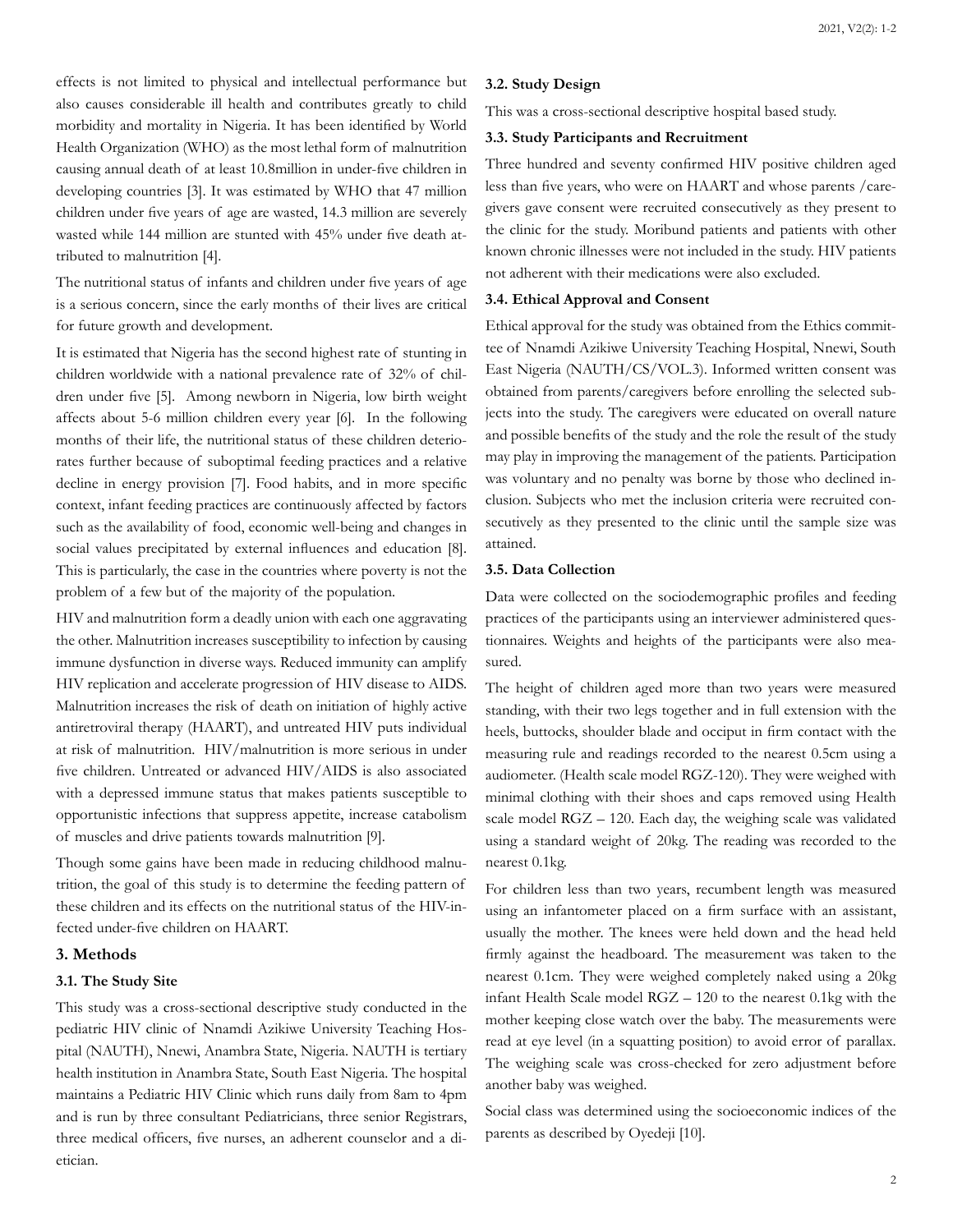effects is not limited to physical and intellectual performance but also causes considerable ill health and contributes greatly to child morbidity and mortality in Nigeria. It has been identified by World Health Organization (WHO) as the most lethal form of malnutrition causing annual death of at least 10.8million in under-five children in developing countries [3]. It was estimated by WHO that 47 million children under five years of age are wasted, 14.3 million are severely wasted while 144 million are stunted with 45% under five death attributed to malnutrition [4].

The nutritional status of infants and children under five years of age is a serious concern, since the early months of their lives are critical for future growth and development.

It is estimated that Nigeria has the second highest rate of stunting in children worldwide with a national prevalence rate of 32% of children under five [5]. Among newborn in Nigeria, low birth weight affects about 5-6 million children every year [6]. In the following months of their life, the nutritional status of these children deteriorates further because of suboptimal feeding practices and a relative decline in energy provision [7]. Food habits, and in more specific context, infant feeding practices are continuously affected by factors such as the availability of food, economic well-being and changes in social values precipitated by external influences and education [8]. This is particularly, the case in the countries where poverty is not the problem of a few but of the majority of the population.

HIV and malnutrition form a deadly union with each one aggravating the other. Malnutrition increases susceptibility to infection by causing immune dysfunction in diverse ways. Reduced immunity can amplify HIV replication and accelerate progression of HIV disease to AIDS. Malnutrition increases the risk of death on initiation of highly active antiretroviral therapy (HAART), and untreated HIV puts individual at risk of malnutrition. HIV/malnutrition is more serious in under five children. Untreated or advanced HIV/AIDS is also associated with a depressed immune status that makes patients susceptible to opportunistic infections that suppress appetite, increase catabolism of muscles and drive patients towards malnutrition [9].

Though some gains have been made in reducing childhood malnutrition, the goal of this study is to determine the feeding pattern of these children and its effects on the nutritional status of the HIV-infected under-five children on HAART.

## 3. Methods

### 3.1. The Study Site

This study was a cross-sectional descriptive study conducted in the pediatric HIV clinic of Nnamdi Azikiwe University Teaching Hospital (NAUTH), Nnewi, Anambra State, Nigeria. NAUTH is tertiary health institution in Anambra State, South East Nigeria. The hospital maintains a Pediatric HIV Clinic which runs daily from 8am to 4pm and is run by three consultant Pediatricians, three senior Registrars, three medical officers, five nurses, an adherent counselor and a dietician.

### 3.2. Study Design

This was a cross-sectional descriptive hospital based study.

### 3.3. Study Participants and Recruitment

Three hundred and seventy confirmed HIV positive children aged less than five years, who were on HAART and whose parents /caregivers gave consent were recruited consecutively as they present to the clinic for the study. Moribund patients and patients with other known chronic illnesses were not included in the study. HIV patients not adherent with their medications were also excluded.

### 3.4. Ethical Approval and Consent

Ethical approval for the study was obtained from the Ethics committee of Nnamdi Azikiwe University Teaching Hospital, Nnewi, South East Nigeria (NAUTH/CS/VOL.3). Informed written consent was obtained from parents/caregivers before enrolling the selected subjects into the study. The caregivers were educated on overall nature and possible benefits of the study and the role the result of the study may play in improving the management of the patients. Participation was voluntary and no penalty was borne by those who declined inclusion. Subjects who met the inclusion criteria were recruited consecutively as they presented to the clinic until the sample size was attained.

### 3.5. Data Collection

Data were collected on the sociodemographic profiles and feeding practices of the participants using an interviewer administered questionnaires. Weights and heights of the participants were also measured.

The height of children aged more than two years were measured standing, with their two legs together and in full extension with the heels, buttocks, shoulder blade and occiput in firm contact with the measuring rule and readings recorded to the nearest 0.5cm using a audiometer. (Health scale model RGZ-120). They were weighed with minimal clothing with their shoes and caps removed using Health scale model RGZ – 120. Each day, the weighing scale was validated using a standard weight of 20kg. The reading was recorded to the nearest 0.1kg.

For children less than two years, recumbent length was measured using an infantometer placed on a firm surface with an assistant, usually the mother. The knees were held down and the head held firmly against the headboard. The measurement was taken to the nearest 0.1cm. They were weighed completely naked using a 20kg infant Health Scale model RGZ – 120 to the nearest 0.1kg with the mother keeping close watch over the baby. The measurements were read at eye level (in a squatting position) to avoid error of parallax. The weighing scale was cross-checked for zero adjustment before another baby was weighed.

Social class was determined using the socioeconomic indices of the parents as described by Oyedeji [10].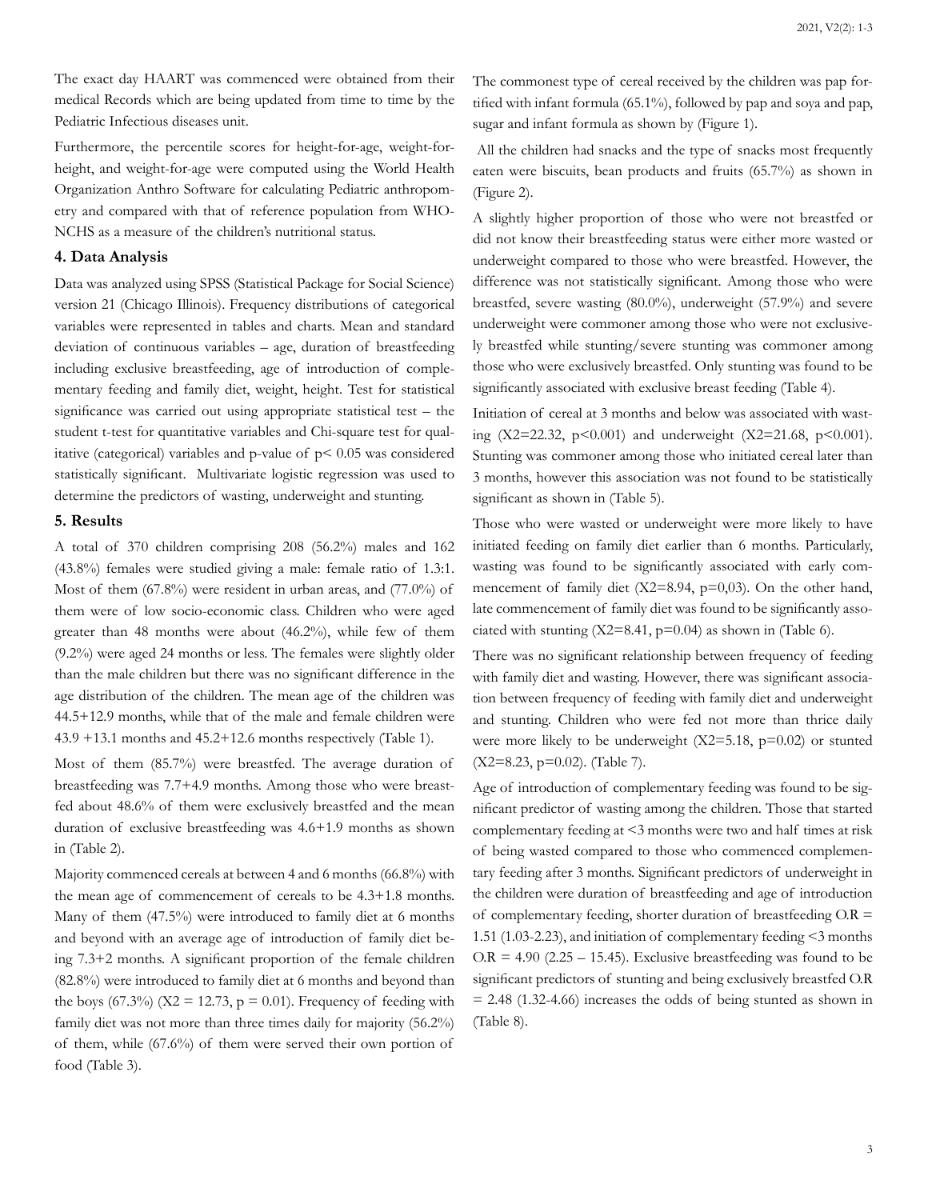The exact day HAART was commenced were obtained from their medical Records which are being updated from time to time by the Pediatric Infectious diseases unit.

Furthermore, the percentile scores for height-for-age, weight-for-height, and weight-for-age were computed using the World Health Organization Anthro Software for calculating Pediatric anthropometry and compared with that of reference population from WHO-NCHS as a measure of the children's nutritional status.

## 4. Data Analysis

Data was analyzed using SPSS (Statistical Package for Social Science) version 21 (Chicago Illinois). Frequency distributions of categorical variables were represented in tables and charts. Mean and standard deviation of continuous variables – age, duration of breastfeeding including exclusive breastfeeding, age of introduction of complementary feeding and family diet, weight, height. Test for statistical significance was carried out using appropriate statistical test – the student t-test for quantitative variables and Chi-square test for qualitative (categorical) variables and p-value of $p < 0.05$ was considered statistically significant. Multivariate logistic regression was used to determine the predictors of wasting, underweight and stunting.

## 5. Results

A total of 370 children comprising 208 (56.2%) males and 162 (43.8%) females were studied giving a male: female ratio of 1.3:1. Most of them (67.8%) were resident in urban areas, and (77.0%) of them were of low socio-economic class. Children who were aged greater than 48 months were about (46.2%), while few of them (9.2%) were aged 24 months or less. The females were slightly older than the male children but there was no significant difference in the age distribution of the children. The mean age of the children was 44.5+12.9 months, while that of the male and female children were 43.9 +13.1 months and 45.2+12.6 months respectively (Table 1).

Most of them (85.7%) were breastfed. The average duration of breastfeeding was 7.7+4.9 months. Among those who were breastfed about 48.6% of them were exclusively breastfed and the mean duration of exclusive breastfeeding was 4.6+1.9 months as shown in (Table 2).

Majority commenced cereals at between 4 and 6 months (66.8%) with the mean age of commencement of cereals to be 4.3+1.8 months. Many of them (47.5%) were introduced to family diet at 6 months and beyond with an average age of introduction of family diet being 7.3+2 months. A significant proportion of the female children (82.8%) were introduced to family diet at 6 months and beyond than the boys (67.3%) ($X2 = 12.73$, $p = 0.01$). Frequency of feeding with family diet was not more than three times daily for majority (56.2%) of them, while (67.6%) of them were served their own portion of food (Table 3).

The commonest type of cereal received by the children was pap fortified with infant formula (65.1%), followed by pap and soya and pap, sugar and infant formula as shown by (Figure 1).

All the children had snacks and the type of snacks most frequently eaten were biscuits, bean products and fruits (65.7%) as shown in (Figure 2).

A slightly higher proportion of those who were not breastfed or did not know their breastfeeding status were either more wasted or underweight compared to those who were breastfed. However, the difference was not statistically significant. Among those who were breastfed, severe wasting (80.0%), underweight (57.9%) and severe underweight were commoner among those who were not exclusively breastfed while stunting/severe stunting was commoner among those who were exclusively breastfed. Only stunting was found to be significantly associated with exclusive breast feeding (Table 4).

Initiation of cereal at 3 months and below was associated with wasting ($X2=22.32$, $p<0.001$) and underweight ($X2=21.68$, $p<0.001$). Stunting was commoner among those who initiated cereal later than 3 months, however this association was not found to be statistically significant as shown in (Table 5).

Those who were wasted or underweight were more likely to have initiated feeding on family diet earlier than 6 months. Particularly, wasting was found to be significantly associated with early commencement of family diet ($X2=8.94$, $p=0,03$). On the other hand, late commencement of family diet was found to be significantly associated with stunting ($X2=8.41$, $p=0.04$) as shown in (Table 6).

There was no significant relationship between frequency of feeding with family diet and wasting. However, there was significant association between frequency of feeding with family diet and underweight and stunting. Children who were fed not more than thrice daily were more likely to be underweight ($X2=5.18$, $p=0.02$) or stunted ($X2=8.23$, $p=0.02$). (Table 7).

Age of introduction of complementary feeding was found to be significant predictor of wasting among the children. Those that started complementary feeding at <3 months were two and half times at risk of being wasted compared to those who commenced complementary feeding after 3 months. Significant predictors of underweight in the children were duration of breastfeeding and age of introduction of complementary feeding, shorter duration of breastfeeding O.R = 1.51 (1.03-2.23), and initiation of complementary feeding <3 months O.R = 4.90 (2.25 – 15.45). Exclusive breastfeeding was found to be significant predictors of stunting and being exclusively breastfed O.R = 2.48 (1.32-4.66) increases the odds of being stunted as shown in (Table 8).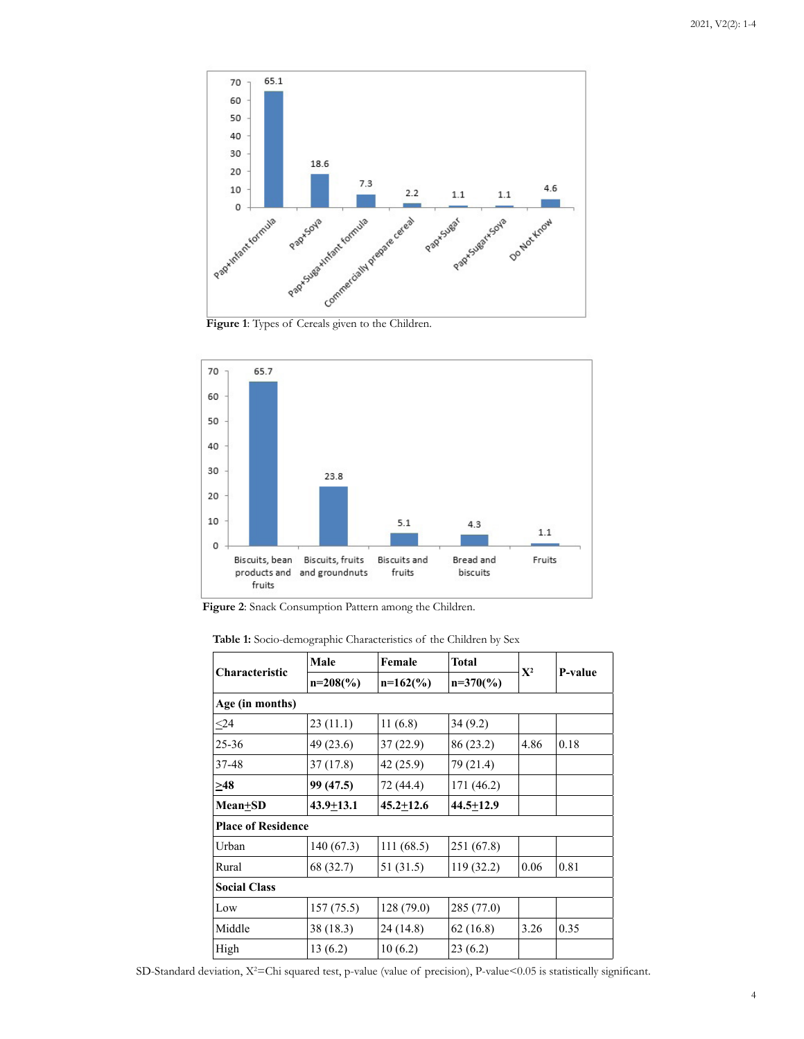**Figure 1**: Types of Cereals given to the Children.

**Figure 2**: Snack Consumption Pattern among the Children.

**Table 1:** Socio-demographic Characteristics of the Children by Sex

| Characteristic | Male n=208(%) | Female n=162(%) | Total n=370(%) | $X^2$ | P-value |
|---|---|---|---|---|---|
| **Age (in months)** | | | | | |
| ≤24 | 23 (11.1) | 11 (6.8) | 34 (9.2) | | |
| 25-36 | 49 (23.6) | 37 (22.9) | 86 (23.2) | 4.86 | 0.18 |
| 37-48 | 37 (17.8) | 42 (25.9) | 79 (21.4) | | |
| **≥48** | **99 (47.5)** | 72 (44.4) | 171 (46.2) | | |
| **Mean±SD** | **43.9±13.1** | **45.2±12.6** | **44.5±12.9** | | |
| **Place of Residence** | | | | | |
| Urban | 140 (67.3) | 111 (68.5) | 251 (67.8) | | |
| Rural | 68 (32.7) | 51 (31.5) | 119 (32.2) | 0.06 | 0.81 |
| **Social Class** | | | | | |
| Low | 157 (75.5) | 128 (79.0) | 285 (77.0) | | |
| Middle | 38 (18.3) | 24 (14.8) | 62 (16.8) | 3.26 | 0.35 |
| High | 13 (6.2) | 10 (6.2) | 23 (6.2) | | |

SD-Standard deviation, $X^2$=Chi squared test, p-value (value of precision), P-value<0.05 is statistically significant.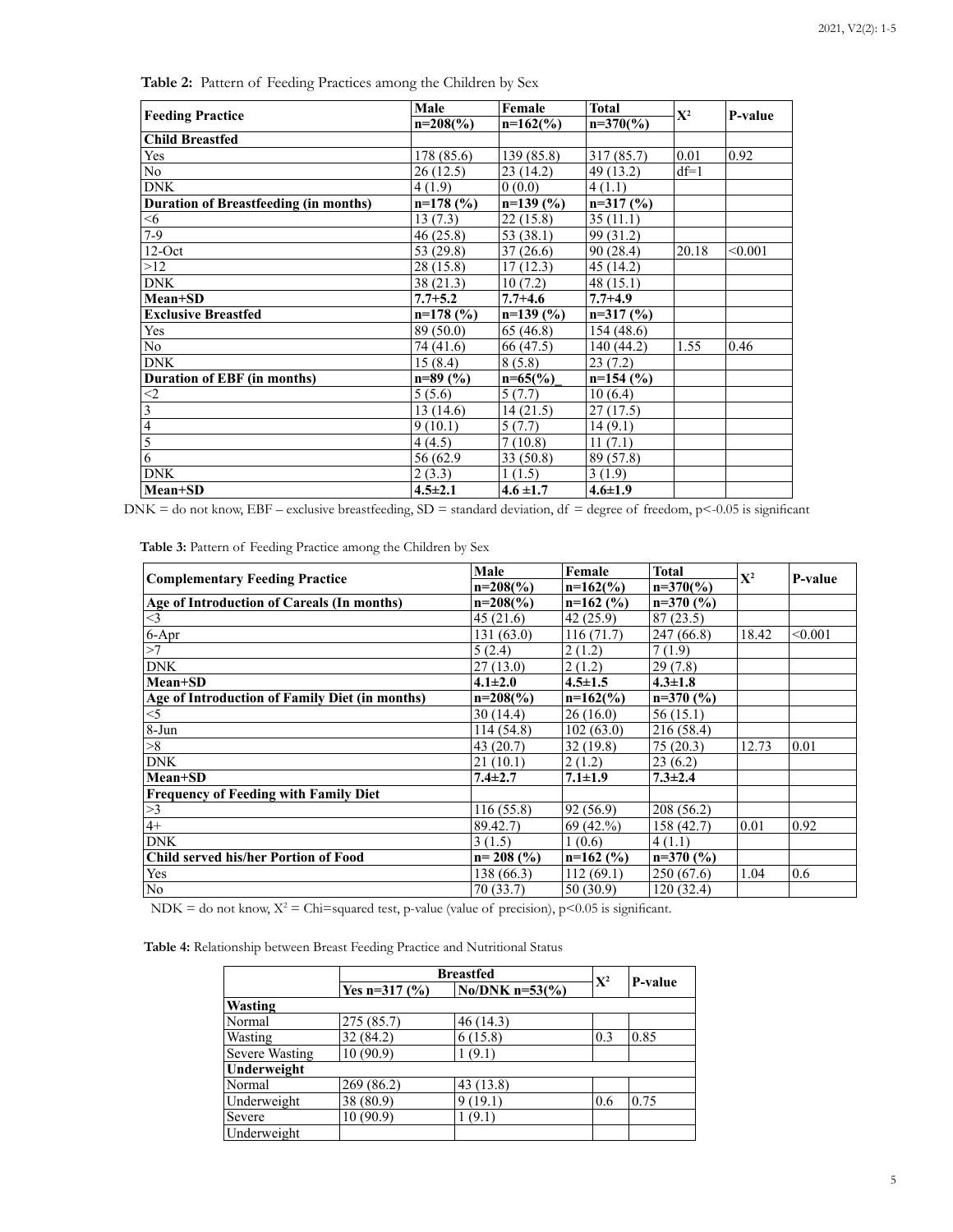**Table 2:** Pattern of Feeding Practices among the Children by Sex

| Feeding Practice | Male n=208(%) | Female n=162(%) | Total n=370(%) | $X^2$ | P-value |
|---|---|---|---|---|---|
| **Child Breastfed** | | | | | |
| Yes | 178 (85.6) | 139 (85.8) | 317 (85.7) | 0.01 | 0.92 |
| No | 26 (12.5) | 23 (14.2) | 49 (13.2) | df=1 | |
| DNK | 4 (1.9) | 0 (0.0) | 4 (1.1) | | |
| **Duration of Breastfeeding (in months)** | **n=178 (%)** | **n=139 (%)** | **n=317 (%)** | | |
| <6 | 13 (7.3) | 22 (15.8) | 35 (11.1) | | |
| 7-9 | 46 (25.8) | 53 (38.1) | 99 (31.2) | | |
| 12-Oct | 53 (29.8) | 37 (26.6) | 90 (28.4) | 20.18 | <0.001 |
| >12 | 28 (15.8) | 17 (12.3) | 45 (14.2) | | |
| DNK | 38 (21.3) | 10 (7.2) | 48 (15.1) | | |
| **Mean+SD** | **7.7+5.2** | **7.7+4.6** | **7.7+4.9** | | |
| **Exclusive Breastfed** | **n=178 (%)** | **n=139 (%)** | **n=317 (%)** | | |
| Yes | 89 (50.0) | 65 (46.8) | 154 (48.6) | | |
| No | 74 (41.6) | 66 (47.5) | 140 (44.2) | 1.55 | 0.46 |
| DNK | 15 (8.4) | 8 (5.8) | 23 (7.2) | | |
| **Duration of EBF (in months)** | **n=89 (%)** | **n=65(%)_** | **n=154 (%)** | | |
| <2 | 5 (5.6) | 5 (7.7) | 10 (6.4) | | |
| 3 | 13 (14.6) | 14 (21.5) | 27 (17.5) | | |
| 4 | 9 (10.1) | 5 (7.7) | 14 (9.1) | | |
| 5 | 4 (4.5) | 7 (10.8) | 11 (7.1) | | |
| 6 | 56 (62.9 | 33 (50.8) | 89 (57.8) | | |
| DNK | 2 (3.3) | 1 (1.5) | 3 (1.9) | | |
| **Mean+SD** | **4.5±2.1** | **4.6 ±1.7** | **4.6±1.9** | | |

DNK = do not know, EBF – exclusive breastfeeding, SD = standard deviation, df = degree of freedom, p<-0.05 is significant

**Table 3:** Pattern of Feeding Practice among the Children by Sex

| Complementary Feeding Practice | Male n=208(%) | Female n=162(%) | Total n=370(%) | $X^2$ | P-value |
|---|---|---|---|---|---|
| **Age of Introduction of Careals (In months)** | **n=208(%)** | **n=162 (%)** | **n=370 (%)** | | |
| <3 | 45 (21.6) | 42 (25.9) | 87 (23.5) | | |
| 6-Apr | 131 (63.0) | 116 (71.7) | 247 (66.8) | 18.42 | <0.001 |
| >7 | 5 (2.4) | 2 (1.2) | 7 (1.9) | | |
| DNK | 27 (13.0) | 2 (1.2) | 29 (7.8) | | |
| **Mean+SD** | **4.1±2.0** | **4.5±1.5** | **4.3±1.8** | | |
| **Age of Introduction of Family Diet (in months)** | **n=208(%)** | **n=162(%)** | **n=370 (%)** | | |
| <5 | 30 (14.4) | 26 (16.0) | 56 (15.1) | | |
| 8-Jun | 114 (54.8) | 102 (63.0) | 216 (58.4) | | |
| >8 | 43 (20.7) | 32 (19.8) | 75 (20.3) | 12.73 | 0.01 |
| DNK | 21 (10.1) | 2 (1.2) | 23 (6.2) | | |
| **Mean+SD** | **7.4±2.7** | **7.1±1.9** | **7.3±2.4** | | |
| **Frequency of Feeding with Family Diet** | | | | | |
| >3 | 116 (55.8) | 92 (56.9) | 208 (56.2) | | |
| 4+ | 89.42.7) | 69 (42.%) | 158 (42.7) | 0.01 | 0.92 |
| DNK | 3 (1.5) | 1 (0.6) | 4 (1.1) | | |
| **Child served his/her Portion of Food** | **n= 208 (%)** | **n=162 (%)** | **n=370 (%)** | | |
| Yes | 138 (66.3) | 112 (69.1) | 250 (67.6) | 1.04 | 0.6 |
| No | 70 (33.7) | 50 (30.9) | 120 (32.4) | | |

NDK = do not know, $X^2$ = Chi=squared test, p-value (value of precision), p<0.05 is significant.

**Table 4:** Relationship between Breast Feeding Practice and Nutritional Status

| | Breastfed | | $X^2$ | P-value |
|---|---|---|---|---|
| | Yes n=317 (%) | No/DNK n=53(%) | | |
| **Wasting** | | | | |
| Normal | 275 (85.7) | 46 (14.3) | | |
| Wasting | 32 (84.2) | 6 (15.8) | 0.3 | 0.85 |
| Severe Wasting | 10 (90.9) | 1 (9.1) | | |
| **Underweight** | | | | |
| Normal | 269 (86.2) | 43 (13.8) | | |
| Underweight | 38 (80.9) | 9 (19.1) | 0.6 | 0.75 |
| Severe Underweight | 10 (90.9) | 1 (9.1) | | |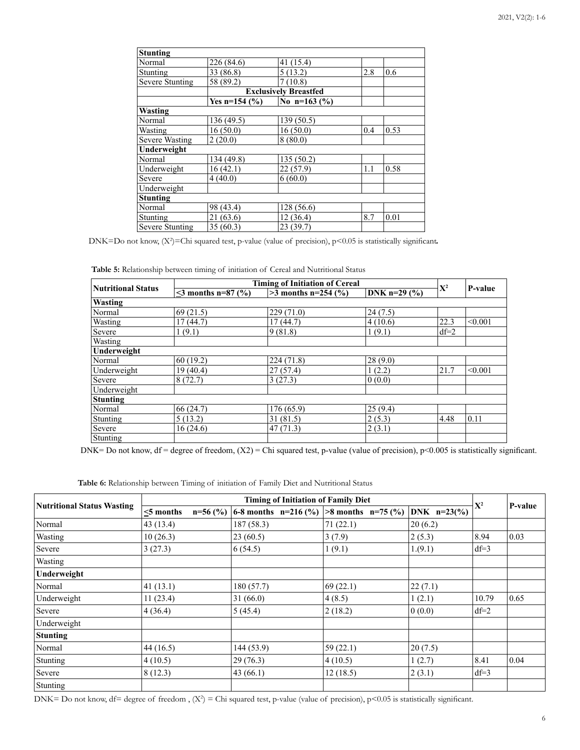| | | | | |
|---|---|---|---|---|
| **Stunting** | | | | |
| Normal | 226 (84.6) | 41 (15.4) | | |
| Stunting | 33 (86.8) | 5 (13.2) | 2.8 | 0.6 |
| Severe Stunting | 58 (89.2) | 7 (10.8) | | |
| | **Exclusively Breastfed** | | | |
| | **Yes n=154 (%)** | **No n=163 (%)** | | |
| **Wasting** | | | | |
| Normal | 136 (49.5) | 139 (50.5) | | |
| Wasting | 16 (50.0) | 16 (50.0) | 0.4 | 0.53 |
| Severe Wasting | 2 (20.0) | 8 (80.0) | | |
| **Underweight** | | | | |
| Normal | 134 (49.8) | 135 (50.2) | | |
| Underweight | 16 (42.1) | 22 (57.9) | 1.1 | 0.58 |
| Severe Underweight | 4 (40.0) | 6 (60.0) | | |
| **Stunting** | | | | |
| Normal | 98 (43.4) | 128 (56.6) | | |
| Stunting | 21 (63.6) | 12 (36.4) | 8.7 | 0.01 |
| Severe Stunting | 35 (60.3) | 23 (39.7) | | |

DNK=Do not know, ($X^2$)=Chi squared test, p-value (value of precision), $p<0.05$ is statistically significant**.**

**Table 5:** Relationship between timing of initiation of Cereal and Nutritional Status

| Nutritional Status | Timing of Initiation of Cereal | | | $X^2$ | P-value |
|---|---|---|---|---|---|
| | ≤3 months n=87 (%) | >3 months n=254 (%) | DNK n=29 (%) | | |
| **Wasting** | | | | | |
| Normal | 69 (21.5) | 229 (71.0) | 24 (7.5) | | |
| Wasting | 17 (44.7) | 17 (44.7) | 4 (10.6) | 22.3 | <0.001 |
| Severe Wasting | 1 (9.1) | 9 (81.8) | 1 (9.1) | df=2 | |
| **Underweight** | | | | | |
| Normal | 60 (19.2) | 224 (71.8) | 28 (9.0) | | |
| Underweight | 19 (40.4) | 27 (57.4) | 1 (2.2) | 21.7 | <0.001 |
| Severe Underweight | 8 (72.7) | 3 (27.3) | 0 (0.0) | | |
| **Stunting** | | | | | |
| Normal | 66 (24.7) | 176 (65.9) | 25 (9.4) | | |
| Stunting | 5 (13.2) | 31 (81.5) | 2 (5.3) | 4.48 | 0.11 |
| Severe Stunting | 16 (24.6) | 47 (71.3) | 2 (3.1) | | |

DNK= Do not know, df = degree of freedom, (X2) = Chi squared test, p-value (value of precision), $p<0.005$ is statistically significant.

**Table 6:** Relationship between Timing of initiation of Family Diet and Nutritional Status

| Nutritional Status Wasting | Timing of Initiation of Family Diet | | | | $X^2$ | P-value |
|---|---|---|---|---|---|---|
| | ≤5 months n=56 (%) | 6-8 months n=216 (%) | >8 months n=75 (%) | DNK n=23(%) | | |
| Normal | 43 (13.4) | 187 (58.3) | 71 (22.1) | 20 (6.2) | | |
| Wasting | 10 (26.3) | 23 (60.5) | 3 (7.9) | 2 (5.3) | 8.94 | 0.03 |
| Severe Wasting | 3 (27.3) | 6 (54.5) | 1 (9.1) | 1.(9.1) | df=3 | |
| **Underweight** | | | | | | |
| Normal | 41 (13.1) | 180 (57.7) | 69 (22.1) | 22 (7.1) | | |
| Underweight | 11 (23.4) | 31 (66.0) | 4 (8.5) | 1 (2.1) | 10.79 | 0.65 |
| Severe Underweight | 4 (36.4) | 5 (45.4) | 2 (18.2) | 0 (0.0) | df=2 | |
| **Stunting** | | | | | | |
| Normal | 44 (16.5) | 144 (53.9) | 59 (22.1) | 20 (7.5) | | |
| Stunting | 4 (10.5) | 29 (76.3) | 4 (10.5) | 1 (2.7) | 8.41 | 0.04 |
| Severe Stunting | 8 (12.3) | 43 (66.1) | 12 (18.5) | 2 (3.1) | df=3 | |

DNK= Do not know, df= degree of freedom , ($X^2$) = Chi squared test, p-value (value of precision), $p<0.05$ is statistically significant.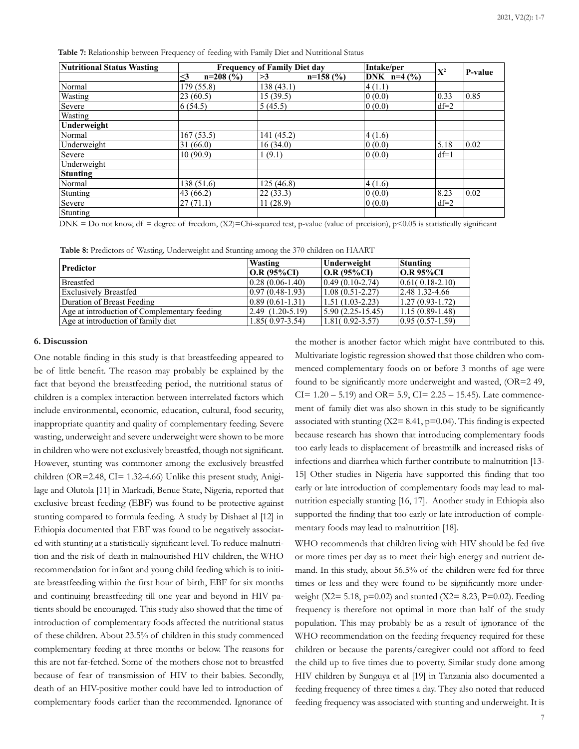**Table 7:** Relationship between Frequency of feeding with Family Diet and Nutritional Status

| Nutritional Status Wasting | Frequency of Family Diet day | | Intake/per | $X^2$ | P-value |
|---|---|---|---|---|---|
| | ≤3 n=208 (%) | >3 n=158 (%) | DNK n=4 (%) | | |
| Normal | 179 (55.8) | 138 (43.1) | 4 (1.1) | | |
| Wasting | 23 (60.5) | 15 (39.5) | 0 (0.0) | 0.33 | 0.85 |
| Severe Wasting | 6 (54.5) | 5 (45.5) | 0 (0.0) | df=2 | |
| **Underweight** | | | | | |
| Normal | 167 (53.5) | 141 (45.2) | 4 (1.6) | | |
| Underweight | 31 (66.0) | 16 (34.0) | 0 (0.0) | 5.18 | 0.02 |
| Severe Underweight | 10 (90.9) | 1 (9.1) | 0 (0.0) | df=1 | |
| **Stunting** | | | | | |
| Normal | 138 (51.6) | 125 (46.8) | 4 (1.6) | | |
| Stunting | 43 (66.2) | 22 (33.3) | 0 (0.0) | 8.23 | 0.02 |
| Severe Stunting | 27 (71.1) | 11 (28.9) | 0 (0.0) | df=2 | |

DNK = Do not know, df = degree of freedom, (X2)=Chi-squared test, p-value (value of precision), p<0.05 is statistically significant

**Table 8:** Predictors of Wasting, Underweight and Stunting among the 370 children on HAART

| Predictor | Wasting O.R (95%CI) | Underweight O.R (95%CI) | Stunting O.R 95%CI |
|---|---|---|---|
| Breastfed | 0.28 (0.06-1.40) | 0.49 (0.10-2.74) | 0.61( 0.18-2.10) |
| Exclusively Breastfed | 0.97 (0.48-1.93) | 1.08 (0.51-2.27) | 2.48 1.32-4.66 |
| Duration of Breast Feeding | 0.89 (0.61-1.31) | 1.51 (1.03-2.23) | 1.27 (0.93-1.72) |
| Age at introduction of Complementary feeding | 2.49 (1.20-5.19) | 5.90 (2.25-15.45) | 1.15 (0.89-1.48) |
| Age at introduction of family diet | 1.85( 0.97-3.54) | 1.81( 0.92-3.57) | 0.95 (0.57-1.59) |

## 6. Discussion

One notable finding in this study is that breastfeeding appeared to be of little benefit. The reason may probably be explained by the fact that beyond the breastfeeding period, the nutritional status of children is a complex interaction between interrelated factors which include environmental, economic, education, cultural, food security, inappropriate quantity and quality of complementary feeding. Severe wasting, underweight and severe underweight were shown to be more in children who were not exclusively breastfed, though not significant. However, stunting was commoner among the exclusively breastfed children (OR=2.48, CI= 1.32-4.66) Unlike this present study, Anigilage and Olutola [11] in Markudi, Benue State, Nigeria, reported that exclusive breast feeding (EBF) was found to be protective against stunting compared to formula feeding. A study by Dishaet al [12] in Ethiopia documented that EBF was found to be negatively associated with stunting at a statistically significant level. To reduce malnutrition and the risk of death in malnourished HIV children, the WHO recommendation for infant and young child feeding which is to initiate breastfeeding within the first hour of birth, EBF for six months and continuing breastfeeding till one year and beyond in HIV patients should be encouraged. This study also showed that the time of introduction of complementary foods affected the nutritional status of these children. About 23.5% of children in this study commenced complementary feeding at three months or below. The reasons for this are not far-fetched. Some of the mothers chose not to breastfed because of fear of transmission of HIV to their babies. Secondly, death of an HIV-positive mother could have led to introduction of complementary foods earlier than the recommended. Ignorance of the mother is another factor which might have contributed to this. Multivariate logistic regression showed that those children who commenced complementary foods on or before 3 months of age were found to be significantly more underweight and wasted, (OR=2 49, CI= 1.20 – 5.19) and OR= 5.9, CI= 2.25 – 15.45). Late commencement of family diet was also shown in this study to be significantly associated with stunting ($X2$= 8.41, p=0.04). This finding is expected because research has shown that introducing complementary foods too early leads to displacement of breastmilk and increased risks of infections and diarrhea which further contribute to malnutrition [13-15] Other studies in Nigeria have supported this finding that too early or late introduction of complementary foods may lead to malnutrition especially stunting [16, 17]. Another study in Ethiopia also supported the finding that too early or late introduction of complementary foods may lead to malnutrition [18].

WHO recommends that children living with HIV should be fed five or more times per day as to meet their high energy and nutrient demand. In this study, about 56.5% of the children were fed for three times or less and they were found to be significantly more underweight ($X2$= 5.18, p=0.02) and stunted ($X2$= 8.23, P=0.02). Feeding frequency is therefore not optimal in more than half of the study population. This may probably be as a result of ignorance of the WHO recommendation on the feeding frequency required for these children or because the parents/caregiver could not afford to feed the child up to five times due to poverty. Similar study done among HIV children by Sunguya et al [19] in Tanzania also documented a feeding frequency of three times a day. They also noted that reduced feeding frequency was associated with stunting and underweight. It is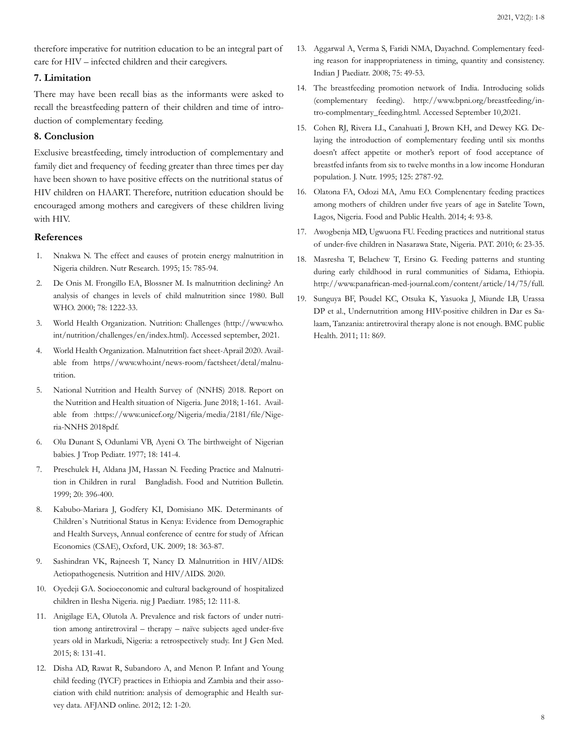therefore imperative for nutrition education to be an integral part of care for HIV – infected children and their caregivers.

## 7. Limitation

There may have been recall bias as the informants were asked to recall the breastfeeding pattern of their children and time of introduction of complementary feeding.

## 8. Conclusion

Exclusive breastfeeding, timely introduction of complementary and family diet and frequency of feeding greater than three times per day have been shown to have positive effects on the nutritional status of HIV children on HAART. Therefore, nutrition education should be encouraged among mothers and caregivers of these children living with HIV.

## References

1. Nnakwa N. The effect and causes of protein energy malnutrition in Nigeria children. Nutr Research. 1995; 15: 785-94.
2. De Onis M. Frongillo EA, Blossner M. Is malnutrition declining? An analysis of changes in levels of child malnutrition since 1980. Bull WHO. 2000; 78: 1222-33.
3. World Health Organization. Nutrition: Challenges (http://www.who.int/nutrition/challenges/en/index.html). Accessed september, 2021.
4. World Health Organization. Malnutrition fact sheet-Aprail 2020. Available from https//www.who.int/news-room/factsheet/detal/malnutrition.
5. National Nutrition and Health Survey of (NNHS) 2018. Report on the Nutrition and Health situation of Nigeria. June 2018; 1-161. Available from :https://www.unicef.org/Nigeria/media/2181/file/Nigeria-NNHS 2018pdf.
6. Olu Dunant S, Odunlami VB, Ayeni O. The birthweight of Nigerian babies. J Trop Pediatr. 1977; 18: 141-4.
7. Preschulek H, Aldana JM, Hassan N. Feeding Practice and Malnutrition in Children in rural Bangladish. Food and Nutrition Bulletin. 1999; 20: 396-400.
8. Kabubo-Mariara J, Godfery KI, Domisiano MK. Determinants of Children`s Nutritional Status in Kenya: Evidence from Demographic and Health Surveys, Annual conference of centre for study of African Economics (CSAE), Oxford, UK. 2009; 18: 363-87.
9. Sashindran VK, Rajneesh T, Nancy D. Malnutrition in HIV/AIDS: Aetiopathogenesis. Nutrition and HIV/AIDS. 2020.
10. Oyedeji GA. Socioeconomic and cultural background of hospitalized children in Ilesha Nigeria. nig J Paediatr. 1985; 12: 111-8.
11. Anigilage EA, Olutola A. Prevalence and risk factors of under nutrition among antiretroviral – therapy – naïve subjects aged under-five years old in Markudi, Nigeria: a retrospectively study. Int J Gen Med. 2015; 8: 131-41.
12. Disha AD, Rawat R, Subandoro A, and Menon P. Infant and Young child feeding (IYCF) practices in Ethiopia and Zambia and their association with child nutrition: analysis of demographic and Health survey data. AFJAND online. 2012; 12: 1-20.
13. Aggarwal A, Verma S, Faridi NMA, Dayachnd. Complementary feeding reason for inappropriateness in timing, quantity and consistency. Indian J Paediatr. 2008; 75: 49-53.
14. The breastfeeding promotion network of India. Introducing solids (complementary feeding). http://www.bpni.org/breastfeeding/intro-complmentary_feeding.html. Accessed September 10,2021.
15. Cohen RJ, Rivera LL, Canahuati J, Brown KH, and Dewey KG. Delaying the introduction of complementary feeding until six months doesn't affect appetite or mother's report of food acceptance of breastfed infants from six to twelve months in a low income Honduran population. J. Nutr. 1995; 125: 2787-92.
16. Olatona FA, Odozi MA, Amu EO. Complenentary feeding practices among mothers of children under five years of age in Satelite Town, Lagos, Nigeria. Food and Public Health. 2014; 4: 93-8.
17. Awogbenja MD, Ugwuona FU. Feeding practices and nutritional status of under-five children in Nasarawa State, Nigeria. PAT. 2010; 6: 23-35.
18. Masresha T, Belachew T, Ersino G. Feeding patterns and stunting during early childhood in rural communities of Sidama, Ethiopia. http://www.panafrican-med-journal.com/content/article/14/75/full.
19. Sunguya BF, Poudel KC, Otsuka K, Yasuoka J, Miunde LB, Urassa DP et al., Undernutrition among HIV-positive children in Dar es Salaam, Tanzania: antiretroviral therapy alone is not enough. BMC public Health. 2011; 11: 869.